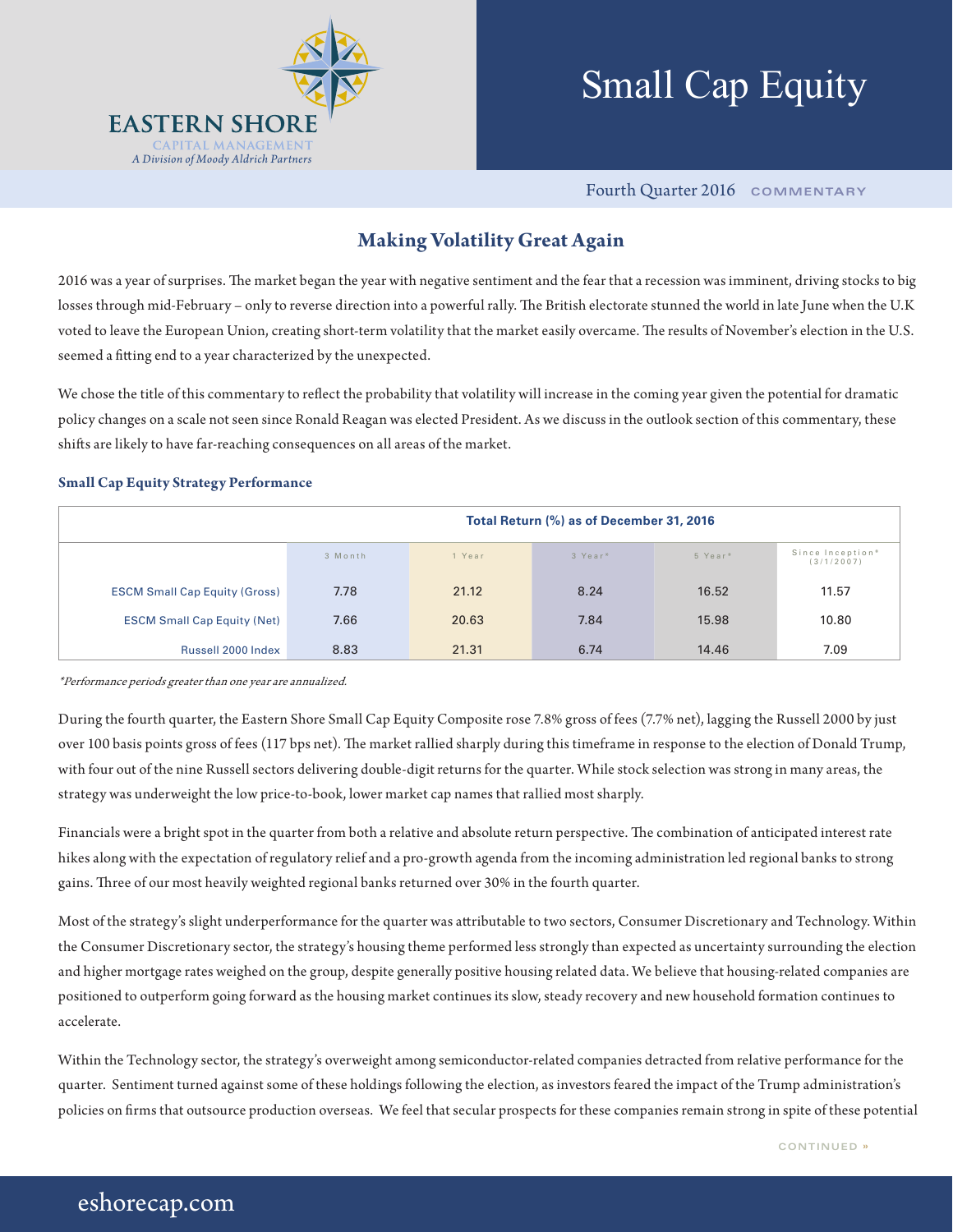# Small Cap Equity

EASTERN SHORE
CAPITAL MANAGEMENT
*A Division of Moody Aldrich Partners*

Fourth Quarter 2016 COMMENTARY

## Making Volatility Great Again

2016 was a year of surprises. The market began the year with negative sentiment and the fear that a recession was imminent, driving stocks to big losses through mid-February – only to reverse direction into a powerful rally. The British electorate stunned the world in late June when the U.K voted to leave the European Union, creating short-term volatility that the market easily overcame. The results of November's election in the U.S. seemed a fitting end to a year characterized by the unexpected.

We chose the title of this commentary to reflect the probability that volatility will increase in the coming year given the potential for dramatic policy changes on a scale not seen since Ronald Reagan was elected President. As we discuss in the outlook section of this commentary, these shifts are likely to have far-reaching consequences on all areas of the market.

### Small Cap Equity Strategy Performance

| Total Return (%) as of December 31, 2016 | | | | | |
|---|---|---|---|---|---|
| | 3 Month | 1 Year | 3 Year* | 5 Year* | Since Inception* (3/1/2007) |
| ESCM Small Cap Equity (Gross) | 7.78 | 21.12 | 8.24 | 16.52 | 11.57 |
| ESCM Small Cap Equity (Net) | 7.66 | 20.63 | 7.84 | 15.98 | 10.80 |
| Russell 2000 Index | 8.83 | 21.31 | 6.74 | 14.46 | 7.09 |

*\*Performance periods greater than one year are annualized.*

During the fourth quarter, the Eastern Shore Small Cap Equity Composite rose 7.8% gross of fees (7.7% net), lagging the Russell 2000 by just over 100 basis points gross of fees (117 bps net). The market rallied sharply during this timeframe in response to the election of Donald Trump, with four out of the nine Russell sectors delivering double-digit returns for the quarter. While stock selection was strong in many areas, the strategy was underweight the low price-to-book, lower market cap names that rallied most sharply.

Financials were a bright spot in the quarter from both a relative and absolute return perspective. The combination of anticipated interest rate hikes along with the expectation of regulatory relief and a pro-growth agenda from the incoming administration led regional banks to strong gains. Three of our most heavily weighted regional banks returned over 30% in the fourth quarter.

Most of the strategy's slight underperformance for the quarter was attributable to two sectors, Consumer Discretionary and Technology. Within the Consumer Discretionary sector, the strategy's housing theme performed less strongly than expected as uncertainty surrounding the election and higher mortgage rates weighed on the group, despite generally positive housing related data. We believe that housing-related companies are positioned to outperform going forward as the housing market continues its slow, steady recovery and new household formation continues to accelerate.

Within the Technology sector, the strategy's overweight among semiconductor-related companies detracted from relative performance for the quarter. Sentiment turned against some of these holdings following the election, as investors feared the impact of the Trump administration's policies on firms that outsource production overseas. We feel that secular prospects for these companies remain strong in spite of these potential

CONTINUED »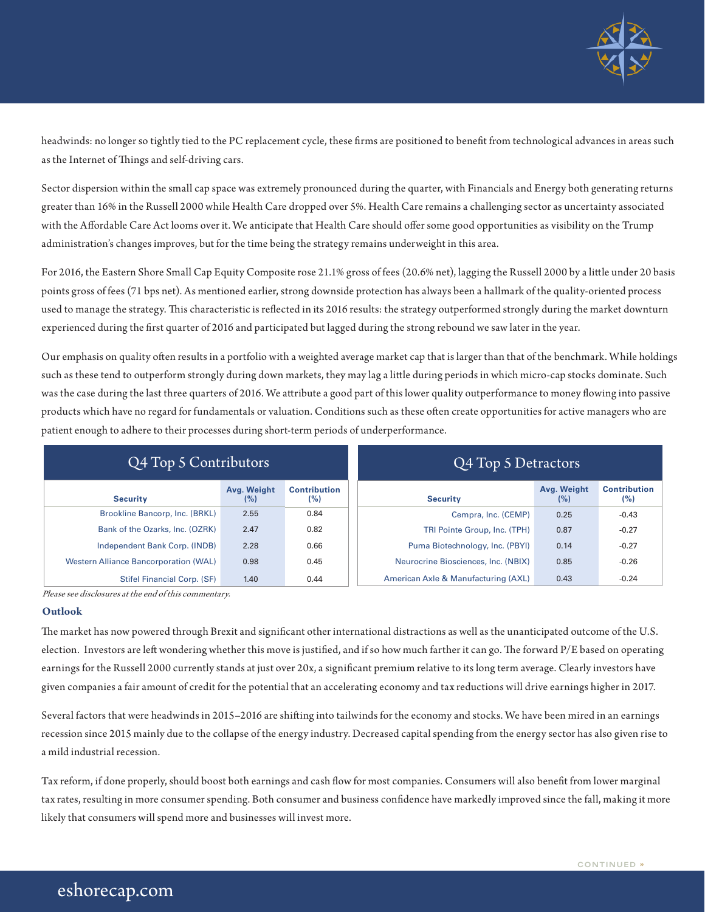headwinds: no longer so tightly tied to the PC replacement cycle, these firms are positioned to benefit from technological advances in areas such as the Internet of Things and self-driving cars.

Sector dispersion within the small cap space was extremely pronounced during the quarter, with Financials and Energy both generating returns greater than 16% in the Russell 2000 while Health Care dropped over 5%. Health Care remains a challenging sector as uncertainty associated with the Affordable Care Act looms over it. We anticipate that Health Care should offer some good opportunities as visibility on the Trump administration's changes improves, but for the time being the strategy remains underweight in this area.

For 2016, the Eastern Shore Small Cap Equity Composite rose 21.1% gross of fees (20.6% net), lagging the Russell 2000 by a little under 20 basis points gross of fees (71 bps net). As mentioned earlier, strong downside protection has always been a hallmark of the quality-oriented process used to manage the strategy. This characteristic is reflected in its 2016 results: the strategy outperformed strongly during the market downturn experienced during the first quarter of 2016 and participated but lagged during the strong rebound we saw later in the year.

Our emphasis on quality often results in a portfolio with a weighted average market cap that is larger than that of the benchmark. While holdings such as these tend to outperform strongly during down markets, they may lag a little during periods in which micro-cap stocks dominate. Such was the case during the last three quarters of 2016. We attribute a good part of this lower quality outperformance to money flowing into passive products which have no regard for fundamentals or valuation. Conditions such as these often create opportunities for active managers who are patient enough to adhere to their processes during short-term periods of underperformance.

**Q4 Top 5 Contributors**

| Security | Avg. Weight (%) | Contribution (%) |
|---|---|---|
| Brookline Bancorp, Inc. (BRKL) | 2.55 | 0.84 |
| Bank of the Ozarks, Inc. (OZRK) | 2.47 | 0.82 |
| Independent Bank Corp. (INDB) | 2.28 | 0.66 |
| Western Alliance Bancorporation (WAL) | 0.98 | 0.45 |
| Stifel Financial Corp. (SF) | 1.40 | 0.44 |

**Q4 Top 5 Detractors**

| Security | Avg. Weight (%) | Contribution (%) |
|---|---|---|
| Cempra, Inc. (CEMP) | 0.25 | -0.43 |
| TRI Pointe Group, Inc. (TPH) | 0.87 | -0.27 |
| Puma Biotechnology, Inc. (PBYI) | 0.14 | -0.27 |
| Neurocrine Biosciences, Inc. (NBIX) | 0.85 | -0.26 |
| American Axle & Manufacturing (AXL) | 0.43 | -0.24 |

*Please see disclosures at the end of this commentary.*

### Outlook

The market has now powered through Brexit and significant other international distractions as well as the unanticipated outcome of the U.S. election. Investors are left wondering whether this move is justified, and if so how much farther it can go. The forward P/E based on operating earnings for the Russell 2000 currently stands at just over 20x, a significant premium relative to its long term average. Clearly investors have given companies a fair amount of credit for the potential that an accelerating economy and tax reductions will drive earnings higher in 2017.

Several factors that were headwinds in 2015–2016 are shifting into tailwinds for the economy and stocks. We have been mired in an earnings recession since 2015 mainly due to the collapse of the energy industry. Decreased capital spending from the energy sector has also given rise to a mild industrial recession.

Tax reform, if done properly, should boost both earnings and cash flow for most companies. Consumers will also benefit from lower marginal tax rates, resulting in more consumer spending. Both consumer and business confidence have markedly improved since the fall, making it more likely that consumers will spend more and businesses will invest more.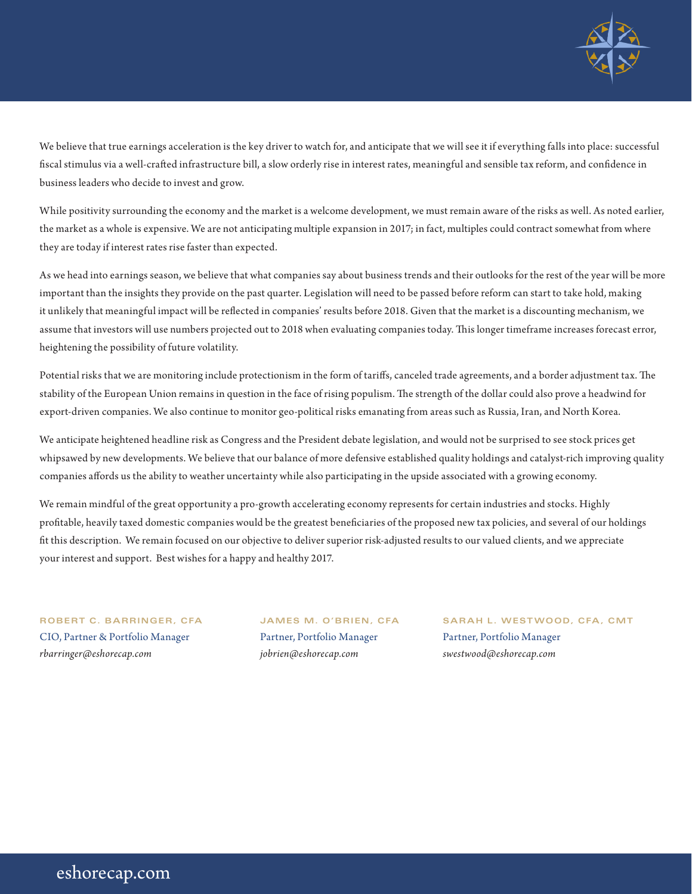We believe that true earnings acceleration is the key driver to watch for, and anticipate that we will see it if everything falls into place: successful fiscal stimulus via a well-crafted infrastructure bill, a slow orderly rise in interest rates, meaningful and sensible tax reform, and confidence in business leaders who decide to invest and grow.

While positivity surrounding the economy and the market is a welcome development, we must remain aware of the risks as well. As noted earlier, the market as a whole is expensive. We are not anticipating multiple expansion in 2017; in fact, multiples could contract somewhat from where they are today if interest rates rise faster than expected.

As we head into earnings season, we believe that what companies say about business trends and their outlooks for the rest of the year will be more important than the insights they provide on the past quarter. Legislation will need to be passed before reform can start to take hold, making it unlikely that meaningful impact will be reflected in companies' results before 2018. Given that the market is a discounting mechanism, we assume that investors will use numbers projected out to 2018 when evaluating companies today. This longer timeframe increases forecast error, heightening the possibility of future volatility.

Potential risks that we are monitoring include protectionism in the form of tariffs, canceled trade agreements, and a border adjustment tax. The stability of the European Union remains in question in the face of rising populism. The strength of the dollar could also prove a headwind for export-driven companies. We also continue to monitor geo-political risks emanating from areas such as Russia, Iran, and North Korea.

We anticipate heightened headline risk as Congress and the President debate legislation, and would not be surprised to see stock prices get whipsawed by new developments. We believe that our balance of more defensive established quality holdings and catalyst-rich improving quality companies affords us the ability to weather uncertainty while also participating in the upside associated with a growing economy.

We remain mindful of the great opportunity a pro-growth accelerating economy represents for certain industries and stocks. Highly profitable, heavily taxed domestic companies would be the greatest beneficiaries of the proposed new tax policies, and several of our holdings fit this description. We remain focused on our objective to deliver superior risk-adjusted results to our valued clients, and we appreciate your interest and support. Best wishes for a happy and healthy 2017.

**ROBERT C. BARRINGER, CFA**
CIO, Partner & Portfolio Manager
*rbarringer@eshorecap.com*

**JAMES M. O'BRIEN, CFA**
Partner, Portfolio Manager
*jobrien@eshorecap.com*

**SARAH L. WESTWOOD, CFA, CMT**
Partner, Portfolio Manager
*swestwood@eshorecap.com*

eshorecap.com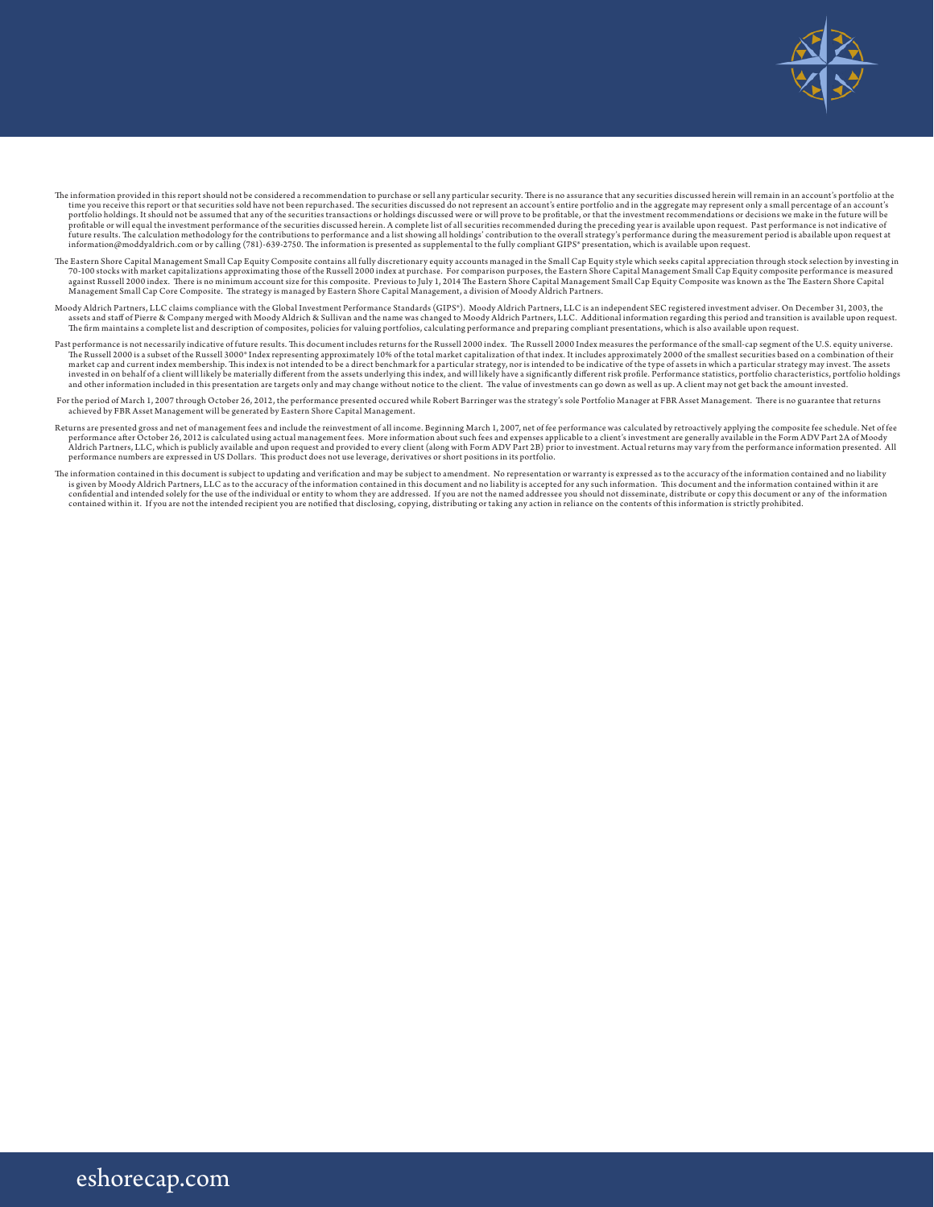The information provided in this report should not be considered a recommendation to purchase or sell any particular security. There is no assurance that any securities discussed herein will remain in an account's portfolio at the time you receive this report or that securities sold have not been repurchased. The securities discussed do not represent an account's entire portfolio and in the aggregate may represent only a small percentage of an account's portfolio holdings. It should not be assumed that any of the securities transactions or holdings discussed were or will prove to be profitable, or that the investment recommendations or decisions we make in the future will be profitable or will equal the investment performance of the securities discussed herein. A complete list of all securities recommended during the preceding year is available upon request. Past performance is not indicative of future results. The calculation methodology for the contributions to performance and a list showing all holdings' contribution to the overall strategy's performance during the measurement period is abailable upon request at information@moddyaldrich.com or by calling (781)-639-2750. The information is presented as supplemental to the fully compliant GIPS® presentation, which is available upon request.

The Eastern Shore Capital Management Small Cap Equity Composite contains all fully discretionary equity accounts managed in the Small Cap Equity style which seeks capital appreciation through stock selection by investing in 70-100 stocks with market capitalizations approximating those of the Russell 2000 index at purchase. For comparison purposes, the Eastern Shore Capital Management Small Cap Equity composite performance is measured against Russell 2000 index. There is no minimum account size for this composite. Previous to July 1, 2014 The Eastern Shore Capital Management Small Cap Equity Composite was known as the The Eastern Shore Capital Management Small Cap Core Composite. The strategy is managed by Eastern Shore Capital Management, a division of Moody Aldrich Partners.

Moody Aldrich Partners, LLC claims compliance with the Global Investment Performance Standards (GIPS®). Moody Aldrich Partners, LLC is an independent SEC registered investment adviser. On December 31, 2003, the assets and staff of Pierre & Company merged with Moody Aldrich & Sullivan and the name was changed to Moody Aldrich Partners, LLC. Additional information regarding this period and transition is available upon request. The firm maintains a complete list and description of composites, policies for valuing portfolios, calculating performance and preparing compliant presentations, which is also available upon request.

Past performance is not necessarily indicative of future results. This document includes returns for the Russell 2000 index. The Russell 2000 Index measures the performance of the small-cap segment of the U.S. equity universe. The Russell 2000 is a subset of the Russell 3000® Index representing approximately 10% of the total market capitalization of that index. It includes approximately 2000 of the smallest securities based on a combination of their market cap and current index membership. This index is not intended to be a direct benchmark for a particular strategy, nor is intended to be indicative of the type of assets in which a particular strategy may invest. The assets invested in on behalf of a client will likely be materially different from the assets underlying this index, and will likely have a significantly different risk profile. Performance statistics, portfolio characteristics, portfolio holdings and other information included in this presentation are targets only and may change without notice to the client. The value of investments can go down as well as up. A client may not get back the amount invested.

For the period of March 1, 2007 through October 26, 2012, the performance presented occured while Robert Barringer was the strategy's sole Portfolio Manager at FBR Asset Management. There is no guarantee that returns achieved by FBR Asset Management will be generated by Eastern Shore Capital Management.

Returns are presented gross and net of management fees and include the reinvestment of all income. Beginning March 1, 2007, net of fee performance was calculated by retroactively applying the composite fee schedule. Net of fee performance after October 26, 2012 is calculated using actual management fees. More information about such fees and expenses applicable to a client's investment are generally available in the Form ADV Part 2A of Moody Aldrich Partners, LLC, which is publicly available and upon request and provided to every client (along with Form ADV Part 2B) prior to investment. Actual returns may vary from the performance information presented. All performance numbers are expressed in US Dollars. This product does not use leverage, derivatives or short positions in its portfolio.

The information contained in this document is subject to updating and verification and may be subject to amendment. No representation or warranty is expressed as to the accuracy of the information contained and no liability is given by Moody Aldrich Partners, LLC as to the accuracy of the information contained in this document and no liability is accepted for any such information. This document and the information contained within it are confidential and intended solely for the use of the individual or entity to whom they are addressed. If you are not the named addressee you should not disseminate, distribute or copy this document or any of the information contained within it. If you are not the intended recipient you are notified that disclosing, copying, distributing or taking any action in reliance on the contents of this information is strictly prohibited.

eshorecap.com